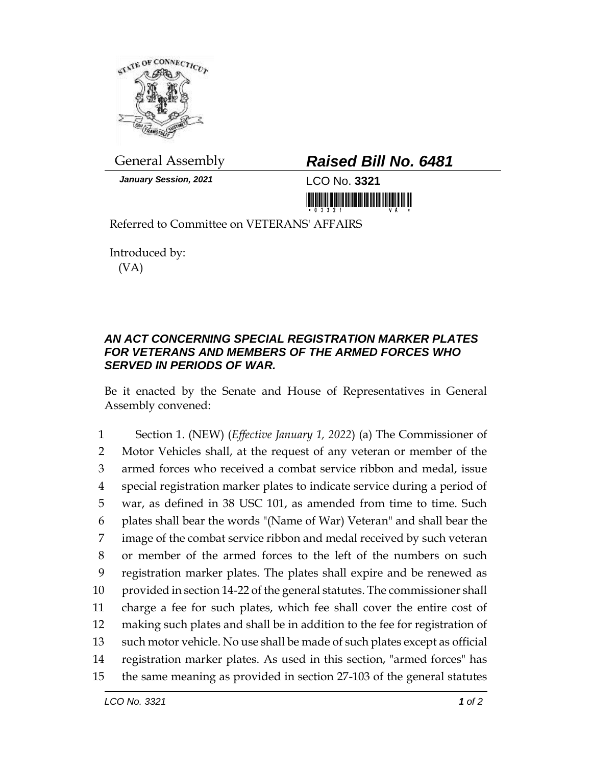General Assembly

***Raised Bill No. 6481***

***January Session, 2021***

LCO No. **3321**

Referred to Committee on VETERANS' AFFAIRS

Introduced by:
(VA)

***AN ACT CONCERNING SPECIAL REGISTRATION MARKER PLATES FOR VETERANS AND MEMBERS OF THE ARMED FORCES WHO SERVED IN PERIODS OF WAR.***

Be it enacted by the Senate and House of Representatives in General Assembly convened:

1 Section 1. (NEW) (*Effective January 1, 2022*) (a) The Commissioner of
2 Motor Vehicles shall, at the request of any veteran or member of the
3 armed forces who received a combat service ribbon and medal, issue
4 special registration marker plates to indicate service during a period of
5 war, as defined in 38 USC 101, as amended from time to time. Such
6 plates shall bear the words "(Name of War) Veteran" and shall bear the
7 image of the combat service ribbon and medal received by such veteran
8 or member of the armed forces to the left of the numbers on such
9 registration marker plates. The plates shall expire and be renewed as
10 provided in section 14-22 of the general statutes. The commissioner shall
11 charge a fee for such plates, which fee shall cover the entire cost of
12 making such plates and shall be in addition to the fee for registration of
13 such motor vehicle. No use shall be made of such plates except as official
14 registration marker plates. As used in this section, "armed forces" has
15 the same meaning as provided in section 27-103 of the general statutes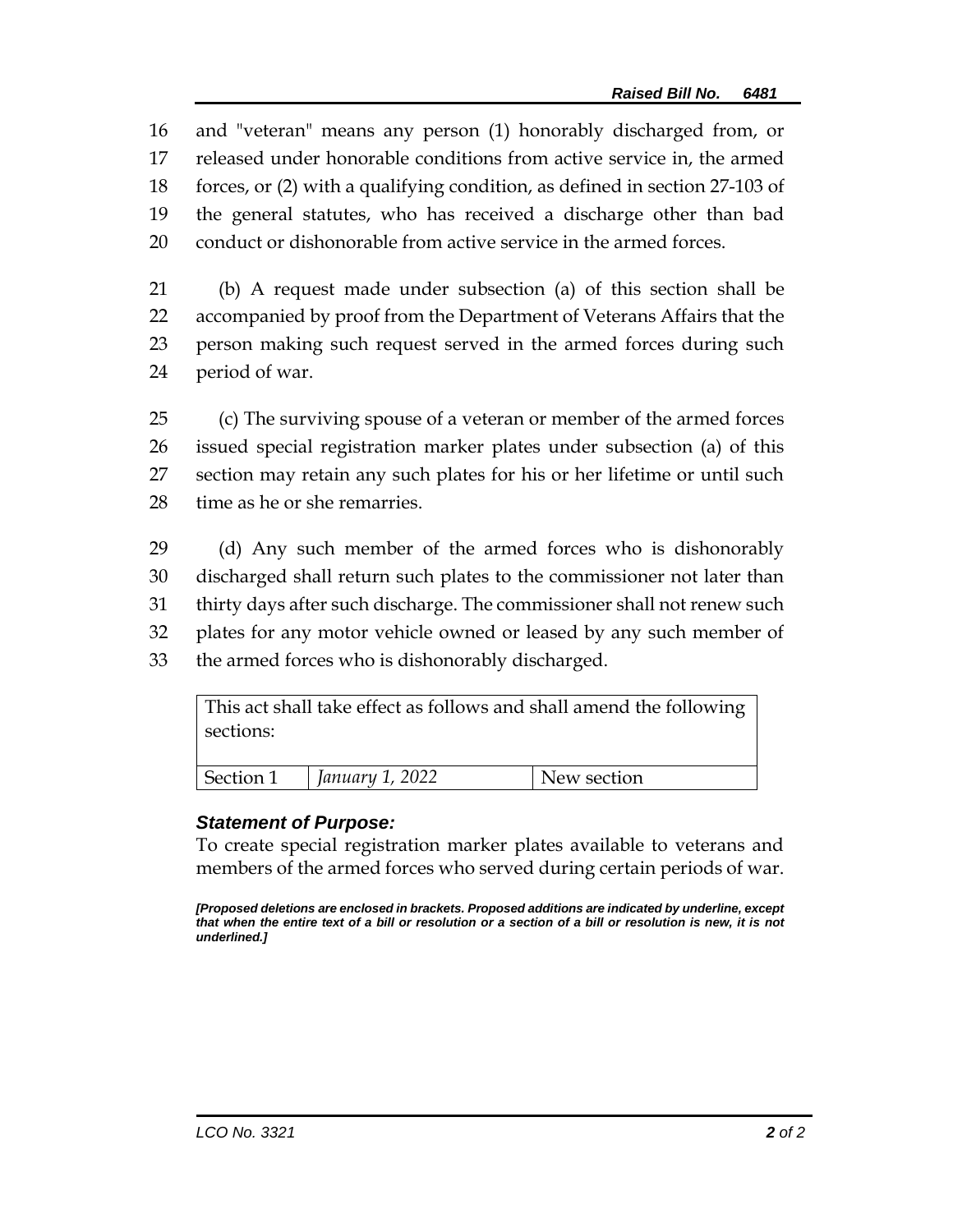and "veteran" means any person (1) honorably discharged from, or released under honorable conditions from active service in, the armed forces, or (2) with a qualifying condition, as defined in section 27-103 of the general statutes, who has received a discharge other than bad conduct or dishonorable from active service in the armed forces.

(b) A request made under subsection (a) of this section shall be accompanied by proof from the Department of Veterans Affairs that the person making such request served in the armed forces during such period of war.

(c) The surviving spouse of a veteran or member of the armed forces issued special registration marker plates under subsection (a) of this section may retain any such plates for his or her lifetime or until such time as he or she remarries.

(d) Any such member of the armed forces who is dishonorably discharged shall return such plates to the commissioner not later than thirty days after such discharge. The commissioner shall not renew such plates for any motor vehicle owned or leased by any such member of the armed forces who is dishonorably discharged.

| This act shall take effect as follows and shall amend the following sections: | | |
|---|---|---|
| Section 1 | *January 1, 2022* | New section |

### *Statement of Purpose:*

To create special registration marker plates available to veterans and members of the armed forces who served during certain periods of war.

***[Proposed deletions are enclosed in brackets. Proposed additions are indicated by underline, except that when the entire text of a bill or resolution or a section of a bill or resolution is new, it is not underlined.]***